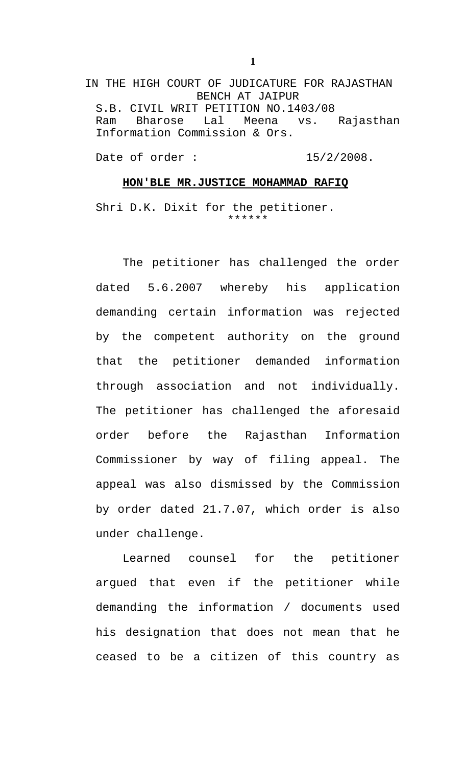IN THE HIGH COURT OF JUDICATURE FOR RAJASTHAN
BENCH AT JAIPUR

S.B. CIVIL WRIT PETITION NO.1403/08
Ram Bharose Lal Meena vs. Rajasthan Information Commission & Ors.

Date of order : 15/2/2008.

**HON'BLE MR.JUSTICE MOHAMMAD RAFIQ**

Shri D.K. Dixit for the petitioner.

******

The petitioner has challenged the order dated 5.6.2007 whereby his application demanding certain information was rejected by the competent authority on the ground that the petitioner demanded information through association and not individually. The petitioner has challenged the aforesaid order before the Rajasthan Information Commissioner by way of filing appeal. The appeal was also dismissed by the Commission by order dated 21.7.07, which order is also under challenge.

Learned counsel for the petitioner argued that even if the petitioner while demanding the information / documents used his designation that does not mean that he ceased to be a citizen of this country as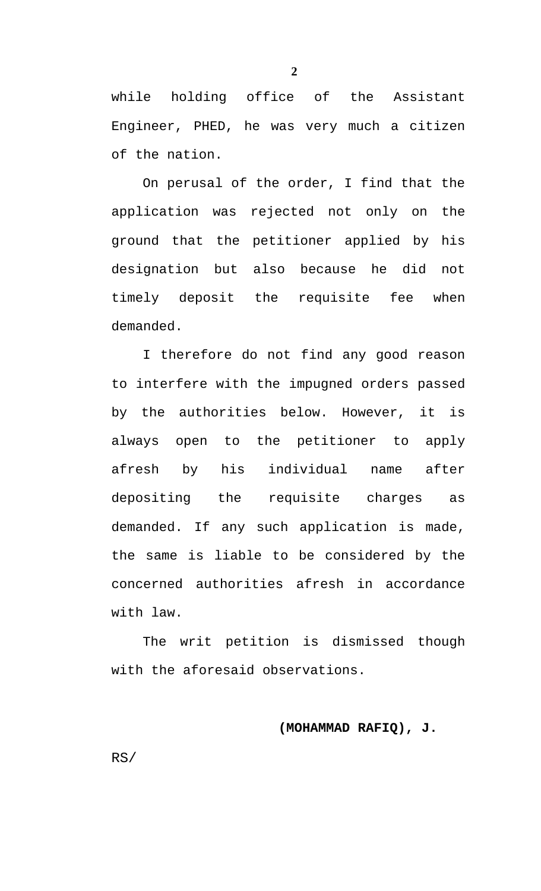while holding office of the Assistant Engineer, PHED, he was very much a citizen of the nation.

On perusal of the order, I find that the application was rejected not only on the ground that the petitioner applied by his designation but also because he did not timely deposit the requisite fee when demanded.

I therefore do not find any good reason to interfere with the impugned orders passed by the authorities below. However, it is always open to the petitioner to apply afresh by his individual name after depositing the requisite charges as demanded. If any such application is made, the same is liable to be considered by the concerned authorities afresh in accordance with law.

The writ petition is dismissed though with the aforesaid observations.

**(MOHAMMAD RAFIQ), J.**

RS/